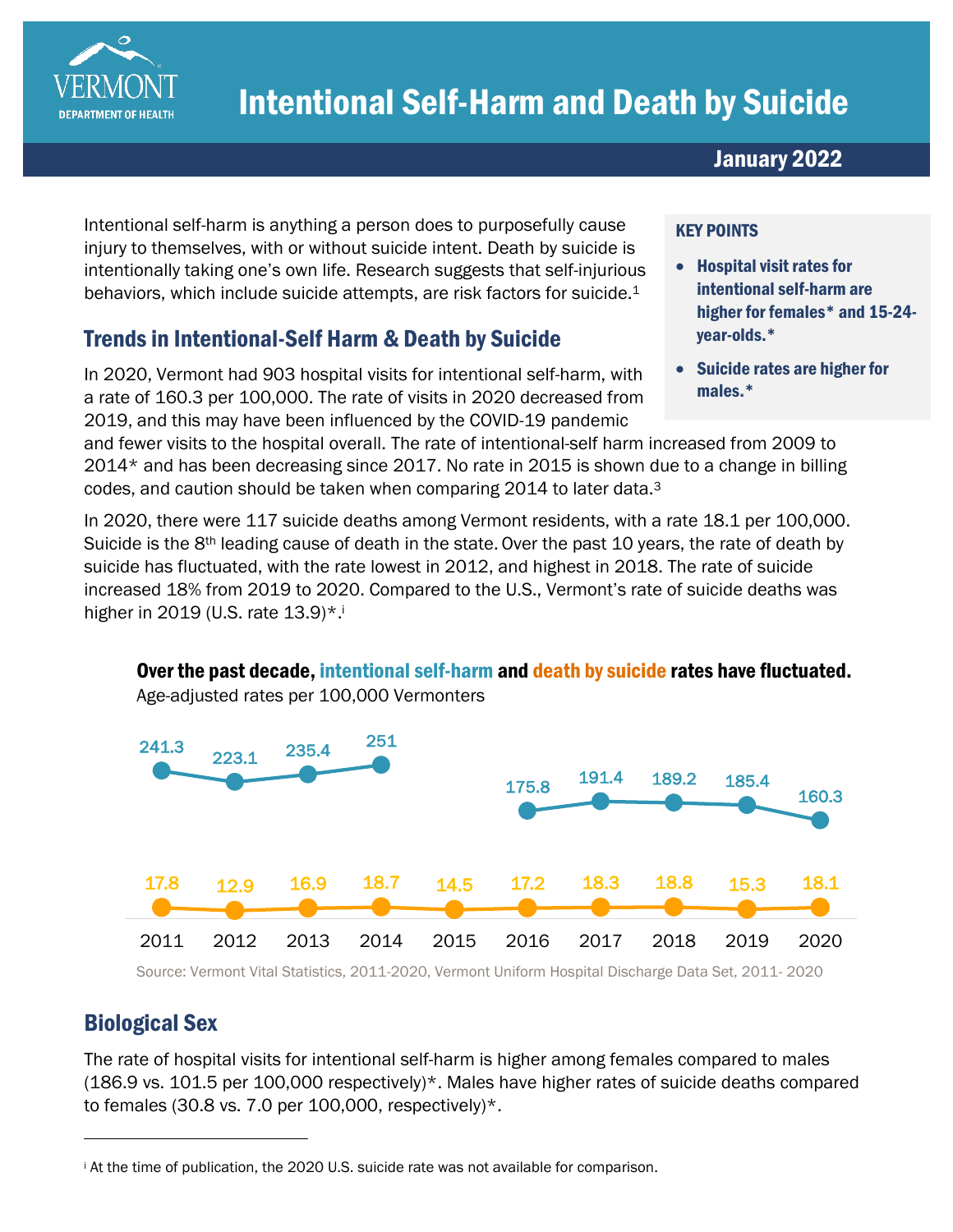# Intentional Self-Harm and Death by Suicide

**January 2022**

Intentional self-harm is anything a person does to purposefully cause injury to themselves, with or without suicide intent. Death by suicide is intentionally taking one's own life. Research suggests that self-injurious behaviors, which include suicide attempts, are risk factors for suicide.[1]

**KEY POINTS**

- **Hospital visit rates for intentional self-harm are higher for females\* and 15-24-year-olds.\***
- **Suicide rates are higher for males.\***

## Trends in Intentional-Self Harm & Death by Suicide

In 2020, Vermont had 903 hospital visits for intentional self-harm, with a rate of 160.3 per 100,000. The rate of visits in 2020 decreased from 2019, and this may have been influenced by the COVID-19 pandemic and fewer visits to the hospital overall. The rate of intentional-self harm increased from 2009 to 2014\* and has been decreasing since 2017. No rate in 2015 is shown due to a change in billing codes, and caution should be taken when comparing 2014 to later data.[3]

In 2020, there were 117 suicide deaths among Vermont residents, with a rate 18.1 per 100,000. Suicide is the 8th leading cause of death in the state. Over the past 10 years, the rate of death by suicide has fluctuated, with the rate lowest in 2012, and highest in 2018. The rate of suicide increased 18% from 2019 to 2020. Compared to the U.S., Vermont's rate of suicide deaths was higher in 2019 (U.S. rate 13.9)\*.[i]

**Over the past decade, intentional self-harm and death by suicide rates have fluctuated.**

Age-adjusted rates per 100,000 Vermonters

| | 2011 | 2012 | 2013 | 2014 | 2015 | 2016 | 2017 | 2018 | 2019 | 2020 |
|---|---|---|---|---|---|---|---|---|---|---|
| Intentional self-harm | 241.3 | 223.1 | 235.4 | 251 | | 175.8 | 191.4 | 189.2 | 185.4 | 160.3 |
| Death by suicide | 17.8 | 12.9 | 16.9 | 18.7 | 14.5 | 17.2 | 18.3 | 18.8 | 15.3 | 18.1 |

Source: Vermont Vital Statistics, 2011-2020, Vermont Uniform Hospital Discharge Data Set, 2011- 2020

## Biological Sex

The rate of hospital visits for intentional self-harm is higher among females compared to males (186.9 vs. 101.5 per 100,000 respectively)\*. Males have higher rates of suicide deaths compared to females (30.8 vs. 7.0 per 100,000, respectively)\*.

---

[i] At the time of publication, the 2020 U.S. suicide rate was not available for comparison.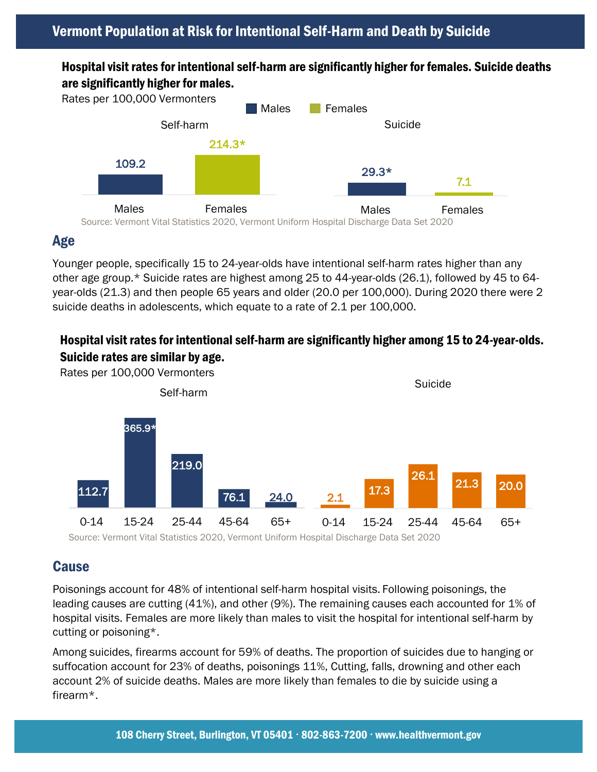# Vermont Population at Risk for Intentional Self-Harm and Death by Suicide

**Hospital visit rates for intentional self-harm are significantly higher for females. Suicide deaths are significantly higher for males.**

Rates per 100,000 Vermonters

| | Males | Females |
|---|---|---|
| Self-harm | 109.2 | 214.3* |
| Suicide | 29.3* | 7.1 |

Source: Vermont Vital Statistics 2020, Vermont Uniform Hospital Discharge Data Set 2020

## Age

Younger people, specifically 15 to 24-year-olds have intentional self-harm rates higher than any other age group.* Suicide rates are highest among 25 to 44-year-olds (26.1), followed by 45 to 64-year-olds (21.3) and then people 65 years and older (20.0 per 100,000). During 2020 there were 2 suicide deaths in adolescents, which equate to a rate of 2.1 per 100,000.

**Hospital visit rates for intentional self-harm are significantly higher among 15 to 24-year-olds. Suicide rates are similar by age.**

Rates per 100,000 Vermonters

| | 0-14 | 15-24 | 25-44 | 45-64 | 65+ |
|---|---|---|---|---|---|
| Self-harm | 112.7 | 365.9* | 219.0 | 76.1 | 24.0 |
| Suicide | 2.1 | 17.3 | 26.1 | 21.3 | 20.0 |

Source: Vermont Vital Statistics 2020, Vermont Uniform Hospital Discharge Data Set 2020

## Cause

Poisonings account for 48% of intentional self-harm hospital visits. Following poisonings, the leading causes are cutting (41%), and other (9%). The remaining causes each accounted for 1% of hospital visits. Females are more likely than males to visit the hospital for intentional self-harm by cutting or poisoning*.

Among suicides, firearms account for 59% of deaths. The proportion of suicides due to hanging or suffocation account for 23% of deaths, poisonings 11%, Cutting, falls, drowning and other each account 2% of suicide deaths. Males are more likely than females to die by suicide using a firearm*.

108 Cherry Street, Burlington, VT 05401 · 802-863-7200 · www.healthvermont.gov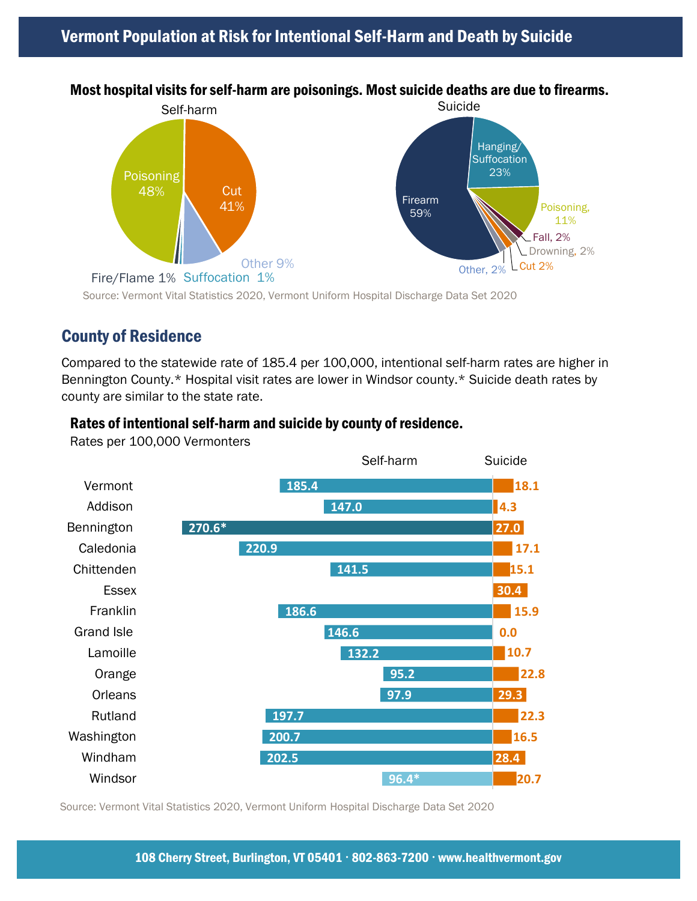# Vermont Population at Risk for Intentional Self-Harm and Death by Suicide

**Most hospital visits for self-harm are poisonings. Most suicide deaths are due to firearms.**

Self-harm

| Method | Percent |
| --- | --- |
| Poisoning | 48% |
| Cut | 41% |
| Other | 9% |
| Suffocation | 1% |
| Fire/Flame | 1% |

Suicide

| Method | Percent |
| --- | --- |
| Firearm | 59% |
| Hanging/Suffocation | 23% |
| Poisoning | 11% |
| Fall | 2% |
| Drowning | 2% |
| Cut | 2% |
| Other | 2% |

Source: Vermont Vital Statistics 2020, Vermont Uniform Hospital Discharge Data Set 2020

## County of Residence

Compared to the statewide rate of 185.4 per 100,000, intentional self-harm rates are higher in Bennington County.* Hospital visit rates are lower in Windsor county.* Suicide death rates by county are similar to the state rate.

**Rates of intentional self-harm and suicide by county of residence.**

Rates per 100,000 Vermonters

| | Self-harm | Suicide |
| --- | --- | --- |
| Vermont | 185.4 | 18.1 |
| Addison | 147.0 | 4.3 |
| Bennington | 270.6* | 27.0 |
| Caledonia | 220.9 | 17.1 |
| Chittenden | 141.5 | 15.1 |
| Essex | | 30.4 |
| Franklin | 186.6 | 15.9 |
| Grand Isle | 146.6 | 0.0 |
| Lamoille | 132.2 | 10.7 |
| Orange | 95.2 | 22.8 |
| Orleans | 97.9 | 29.3 |
| Rutland | 197.7 | 22.3 |
| Washington | 200.7 | 16.5 |
| Windham | 202.5 | 28.4 |
| Windsor | 96.4* | 20.7 |

Source: Vermont Vital Statistics 2020, Vermont Uniform Hospital Discharge Data Set 2020

108 Cherry Street, Burlington, VT 05401 · 802-863-7200 · www.healthvermont.gov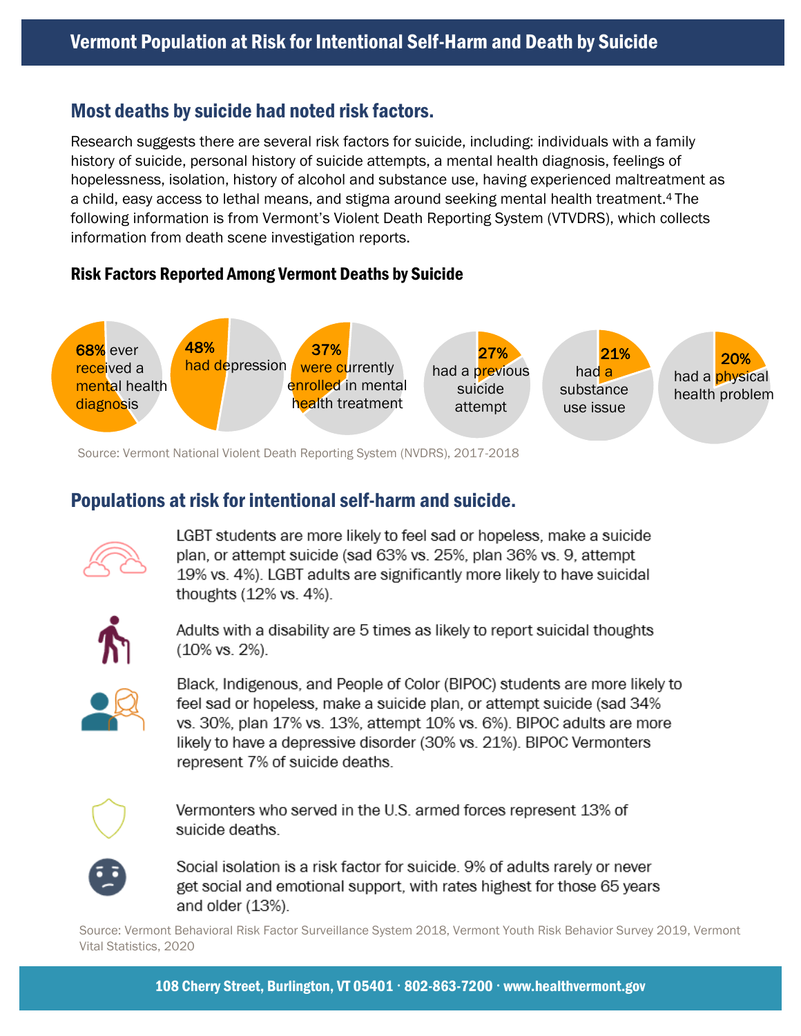# Vermont Population at Risk for Intentional Self-Harm and Death by Suicide

## Most deaths by suicide had noted risk factors.

Research suggests there are several risk factors for suicide, including: individuals with a family history of suicide, personal history of suicide attempts, a mental health diagnosis, feelings of hopelessness, isolation, history of alcohol and substance use, having experienced maltreatment as a child, easy access to lethal means, and stigma around seeking mental health treatment.[4] The following information is from Vermont's Violent Death Reporting System (VTVDRS), which collects information from death scene investigation reports.

### Risk Factors Reported Among Vermont Deaths by Suicide

- **68%** ever received a mental health diagnosis
- **48%** had depression
- **37%** were currently enrolled in mental health treatment
- **27%** had a previous suicide attempt
- **21%** had a substance use issue
- **20%** had a physical health problem

Source: Vermont National Violent Death Reporting System (NVDRS), 2017-2018

## Populations at risk for intentional self-harm and suicide.

LGBT students are more likely to feel sad or hopeless, make a suicide plan, or attempt suicide (sad 63% vs. 25%, plan 36% vs. 9, attempt 19% vs. 4%). LGBT adults are significantly more likely to have suicidal thoughts (12% vs. 4%).

Adults with a disability are 5 times as likely to report suicidal thoughts (10% vs. 2%).

Black, Indigenous, and People of Color (BIPOC) students are more likely to feel sad or hopeless, make a suicide plan, or attempt suicide (sad 34% vs. 30%, plan 17% vs. 13%, attempt 10% vs. 6%). BIPOC adults are more likely to have a depressive disorder (30% vs. 21%). BIPOC Vermonters represent 7% of suicide deaths.

Vermonters who served in the U.S. armed forces represent 13% of suicide deaths.

Social isolation is a risk factor for suicide. 9% of adults rarely or never get social and emotional support, with rates highest for those 65 years and older (13%).

Source: Vermont Behavioral Risk Factor Surveillance System 2018, Vermont Youth Risk Behavior Survey 2019, Vermont Vital Statistics, 2020

108 Cherry Street, Burlington, VT 05401 · 802-863-7200 · www.healthvermont.gov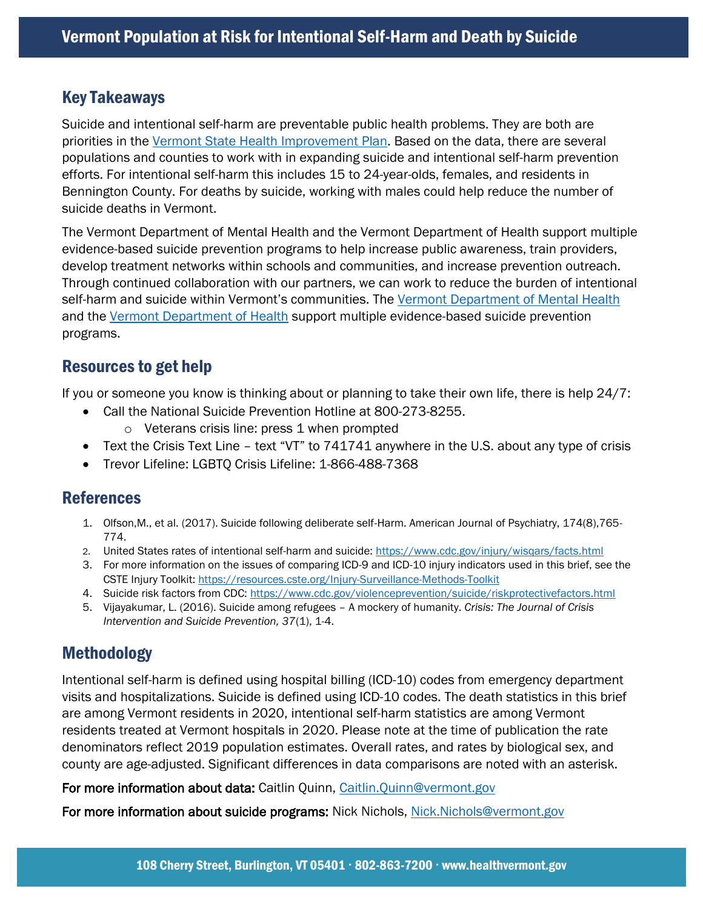# Vermont Population at Risk for Intentional Self-Harm and Death by Suicide

## Key Takeaways

Suicide and intentional self-harm are preventable public health problems. They are both are priorities in the [Vermont State Health Improvement Plan](). Based on the data, there are several populations and counties to work with in expanding suicide and intentional self-harm prevention efforts. For intentional self-harm this includes 15 to 24-year-olds, females, and residents in Bennington County. For deaths by suicide, working with males could help reduce the number of suicide deaths in Vermont.

The Vermont Department of Mental Health and the Vermont Department of Health support multiple evidence-based suicide prevention programs to help increase public awareness, train providers, develop treatment networks within schools and communities, and increase prevention outreach. Through continued collaboration with our partners, we can work to reduce the burden of intentional self-harm and suicide within Vermont's communities. The [Vermont Department of Mental Health]() and the [Vermont Department of Health]() support multiple evidence-based suicide prevention programs.

## Resources to get help

If you or someone you know is thinking about or planning to take their own life, there is help 24/7:

- Call the National Suicide Prevention Hotline at 800-273-8255.
  - Veterans crisis line: press 1 when prompted
- Text the Crisis Text Line – text "VT" to 741741 anywhere in the U.S. about any type of crisis
- Trevor Lifeline: LGBTQ Crisis Lifeline: 1-866-488-7368

## References

1. Olfson,M., et al. (2017). Suicide following deliberate self-Harm. American Journal of Psychiatry, 174(8),765-774.
2. United States rates of intentional self-harm and suicide: https://www.cdc.gov/injury/wisqars/facts.html
3. For more information on the issues of comparing ICD-9 and ICD-10 injury indicators used in this brief, see the CSTE Injury Toolkit: https://resources.cste.org/Injury-Surveillance-Methods-Toolkit
4. Suicide risk factors from CDC: https://www.cdc.gov/violenceprevention/suicide/riskprotectivefactors.html
5. Vijayakumar, L. (2016). Suicide among refugees – A mockery of humanity. *Crisis: The Journal of Crisis Intervention and Suicide Prevention, 37*(1), 1-4.

## Methodology

Intentional self-harm is defined using hospital billing (ICD-10) codes from emergency department visits and hospitalizations. Suicide is defined using ICD-10 codes. The death statistics in this brief are among Vermont residents in 2020, intentional self-harm statistics are among Vermont residents treated at Vermont hospitals in 2020. Please note at the time of publication the rate denominators reflect 2019 population estimates. Overall rates, and rates by biological sex, and county are age-adjusted. Significant differences in data comparisons are noted with an asterisk.

**For more information about data:** Caitlin Quinn, Caitlin.Quinn@vermont.gov

**For more information about suicide programs:** Nick Nichols, Nick.Nichols@vermont.gov

108 Cherry Street, Burlington, VT 05401 · 802-863-7200 · www.healthvermont.gov